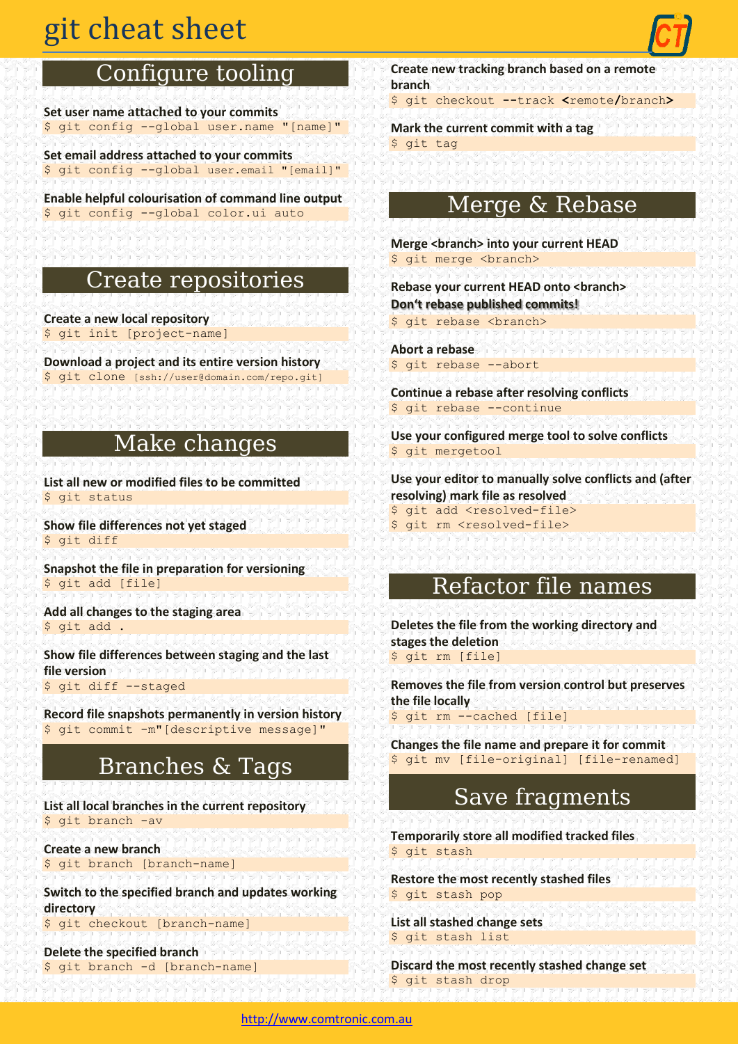# git cheat sheet

## Configure tooling

**Set user name attached to your commits**
```
$ git config --global user.name "[name]"
```

**Set email address attached to your commits**
```
$ git config --global user.email "[email]"
```

**Enable helpful colourisation of command line output**
```
$ git config --global color.ui auto
```

## Create repositories

**Create a new local repository**
```
$ git init [project-name]
```

**Download a project and its entire version history**
```
$ git clone [ssh://user@domain.com/repo.git]
```

## Make changes

**List all new or modified files to be committed**
```
$ git status
```

**Show file differences not yet staged**
```
$ git diff
```

**Snapshot the file in preparation for versioning**
```
$ git add [file]
```

**Add all changes to the staging area**
```
$ git add .
```

**Show file differences between staging and the last file version**
```
$ git diff --staged
```

**Record file snapshots permanently in version history**
```
$ git commit -m"[descriptive message]"
```

## Branches & Tags

**List all local branches in the current repository**
```
$ git branch -av
```

**Create a new branch**
```
$ git branch [branch-name]
```

**Switch to the specified branch and updates working directory**
```
$ git checkout [branch-name]
```

**Delete the specified branch**
```
$ git branch -d [branch-name]
```

**Create new tracking branch based on a remote branch**
```
$ git checkout --track <remote/branch>
```

**Mark the current commit with a tag**
```
$ git tag
```

## Merge & Rebase

**Merge <branch> into your current HEAD**
```
$ git merge <branch>
```

**Rebase your current HEAD onto <branch>**
**Don't rebase published commits!**
```
$ git rebase <branch>
```

**Abort a rebase**
```
$ git rebase --abort
```

**Continue a rebase after resolving conflicts**
```
$ git rebase --continue
```

**Use your configured merge tool to solve conflicts**
```
$ git mergetool
```

**Use your editor to manually solve conflicts and (after resolving) mark file as resolved**
```
$ git add <resolved-file>
$ git rm <resolved-file>
```

## Refactor file names

**Deletes the file from the working directory and stages the deletion**
```
$ git rm [file]
```

**Removes the file from version control but preserves the file locally**
```
$ git rm --cached [file]
```

**Changes the file name and prepare it for commit**
```
$ git mv [file-original] [file-renamed]
```

## Save fragments

**Temporarily store all modified tracked files**
```
$ git stash
```

**Restore the most recently stashed files**
```
$ git stash pop
```

**List all stashed change sets**
```
$ git stash list
```

**Discard the most recently stashed change set**
```
$ git stash drop
```

http://www.comtronic.com.au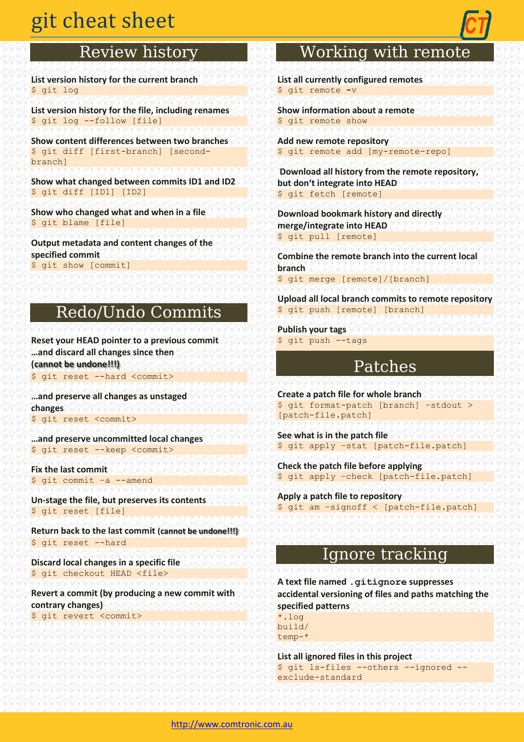# git cheat sheet

## Review history

**List version history for the current branch**

```
$ git log
```

**List version history for the file, including renames**

```
$ git log --follow [file]
```

**Show content differences between two branches**

```
$ git diff [first-branch] [second-branch]
```

**Show what changed between commits ID1 and ID2**

```
$ git diff [ID1] [ID2]
```

**Show who changed what and when in a file**

```
$ git blame [file]
```

**Output metadata and content changes of the specified commit**

```
$ git show [commit]
```

## Redo/Undo Commits

**Reset your HEAD pointer to a previous commit …and discard all changes since then (cannot be undone!!!)**

```
$ git reset --hard <commit>
```

**…and preserve all changes as unstaged changes**

```
$ git reset <commit>
```

**…and preserve uncommitted local changes**

```
$ git reset --keep <commit>
```

**Fix the last commit**

```
$ git commit –a --amend
```

**Un-stage the file, but preserves its contents**

```
$ git reset [file]
```

**Return back to the last commit (cannot be undone!!!)**

```
$ git reset --hard
```

**Discard local changes in a specific file**

```
$ git checkout HEAD <file>
```

**Revert a commit (by producing a new commit with contrary changes)**

```
$ git revert <commit>
```

## Working with remote

**List all currently configured remotes**

```
$ git remote -v
```

**Show information about a remote**

```
$ git remote show
```

**Add new remote repository**

```
$ git remote add [my-remote-repo]
```

**Download all history from the remote repository, but don't integrate into HEAD**

```
$ git fetch [remote]
```

**Download bookmark history and directly merge/integrate into HEAD**

```
$ git pull [remote]
```

**Combine the remote branch into the current local branch**

```
$ git merge [remote]/[branch]
```

**Upload all local branch commits to remote repository**

```
$ git push [remote] [branch]
```

**Publish your tags**

```
$ git push --tags
```

## Patches

**Create a patch file for whole branch**

```
$ git format-patch [branch] –stdout > [patch-file.patch]
```

**See what is in the patch file**

```
$ git apply –stat [patch-file.patch]
```

**Check the patch file before applying**

```
$ git apply –check [patch-file.patch]
```

**Apply a patch file to repository**

```
$ git am –signoff < [patch-file.patch]
```

## Ignore tracking

**A text file named `.gitignore` suppresses accidental versioning of files and paths matching the specified patterns**

```
*.log
build/
temp-*
```

**List all ignored files in this project**

```
$ git ls-files --others --ignored --exclude-standard
```

http://www.comtronic.com.au